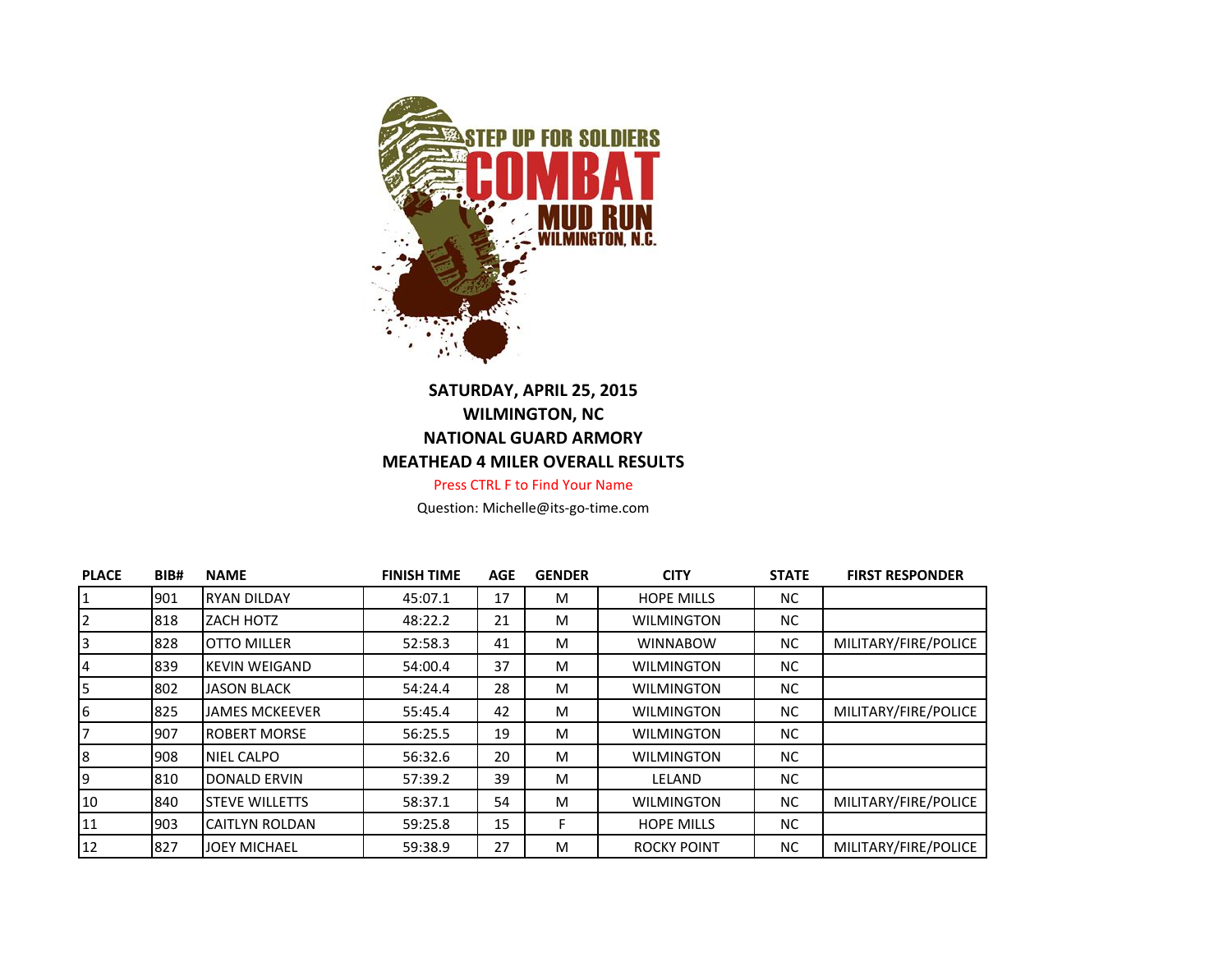STEP UP FOR SOLDIERS

COMBAT

MUD RUN

WILMINGTON, N.C.

**SATURDAY, APRIL 25, 2015**

**WILMINGTON, NC**

**NATIONAL GUARD ARMORY**

**MEATHEAD 4 MILER OVERALL RESULTS**

Press CTRL F to Find Your Name

Question: Michelle@its-go-time.com

| PLACE | BIB# | NAME | FINISH TIME | AGE | GENDER | CITY | STATE | FIRST RESPONDER |
|---|---|---|---|---|---|---|---|---|
| 1 | 901 | RYAN DILDAY | 45:07.1 | 17 | M | HOPE MILLS | NC | |
| 2 | 818 | ZACH HOTZ | 48:22.2 | 21 | M | WILMINGTON | NC | |
| 3 | 828 | OTTO MILLER | 52:58.3 | 41 | M | WINNABOW | NC | MILITARY/FIRE/POLICE |
| 4 | 839 | KEVIN WEIGAND | 54:00.4 | 37 | M | WILMINGTON | NC | |
| 5 | 802 | JASON BLACK | 54:24.4 | 28 | M | WILMINGTON | NC | |
| 6 | 825 | JAMES MCKEEVER | 55:45.4 | 42 | M | WILMINGTON | NC | MILITARY/FIRE/POLICE |
| 7 | 907 | ROBERT MORSE | 56:25.5 | 19 | M | WILMINGTON | NC | |
| 8 | 908 | NIEL CALPO | 56:32.6 | 20 | M | WILMINGTON | NC | |
| 9 | 810 | DONALD ERVIN | 57:39.2 | 39 | M | LELAND | NC | |
| 10 | 840 | STEVE WILLETTS | 58:37.1 | 54 | M | WILMINGTON | NC | MILITARY/FIRE/POLICE |
| 11 | 903 | CAITLYN ROLDAN | 59:25.8 | 15 | F | HOPE MILLS | NC | |
| 12 | 827 | JOEY MICHAEL | 59:38.9 | 27 | M | ROCKY POINT | NC | MILITARY/FIRE/POLICE |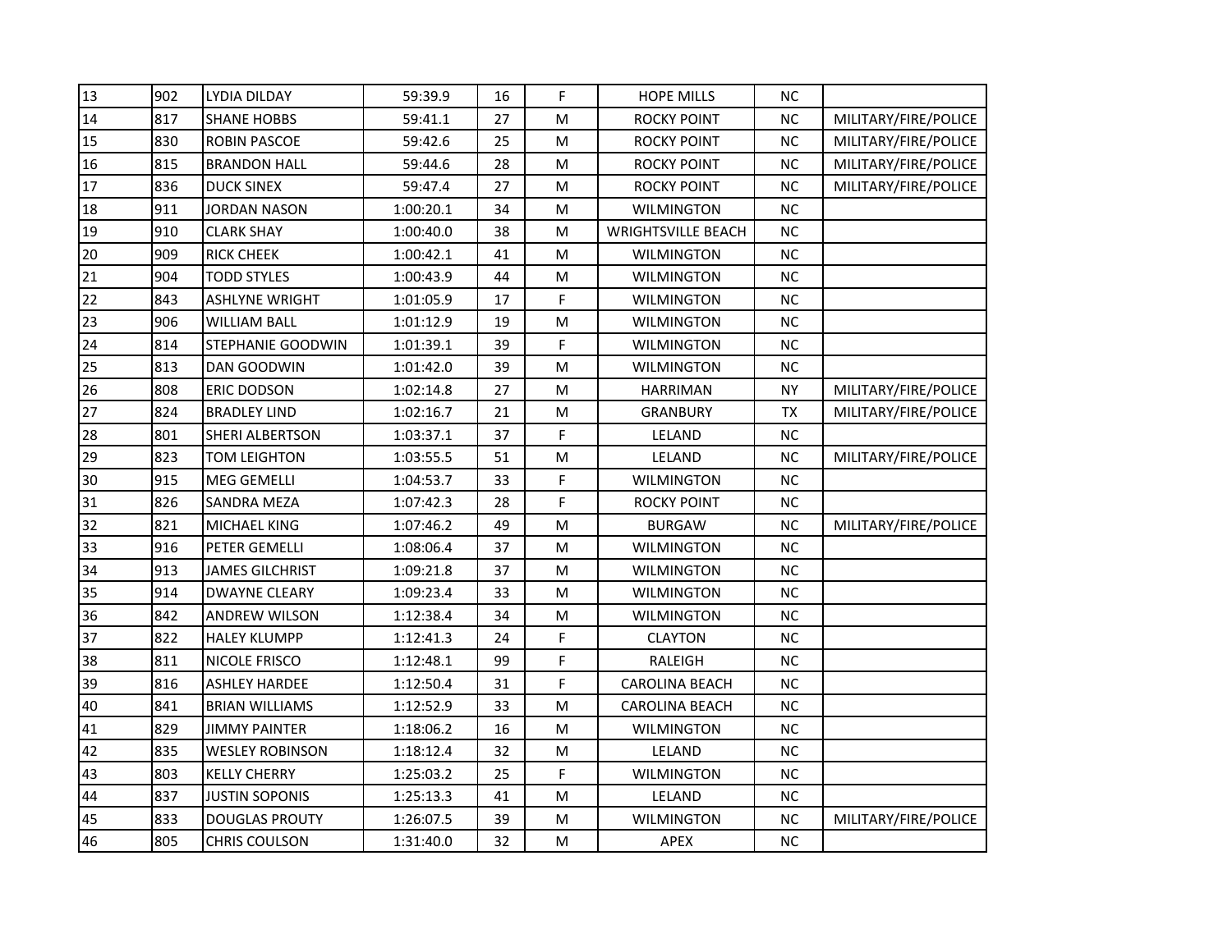| | | | | | | | | |
|---|---|---|---|---|---|---|---|---|
| 13 | 902 | LYDIA DILDAY | 59:39.9 | 16 | F | HOPE MILLS | NC | |
| 14 | 817 | SHANE HOBBS | 59:41.1 | 27 | M | ROCKY POINT | NC | MILITARY/FIRE/POLICE |
| 15 | 830 | ROBIN PASCOE | 59:42.6 | 25 | M | ROCKY POINT | NC | MILITARY/FIRE/POLICE |
| 16 | 815 | BRANDON HALL | 59:44.6 | 28 | M | ROCKY POINT | NC | MILITARY/FIRE/POLICE |
| 17 | 836 | DUCK SINEX | 59:47.4 | 27 | M | ROCKY POINT | NC | MILITARY/FIRE/POLICE |
| 18 | 911 | JORDAN NASON | 1:00:20.1 | 34 | M | WILMINGTON | NC | |
| 19 | 910 | CLARK SHAY | 1:00:40.0 | 38 | M | WRIGHTSVILLE BEACH | NC | |
| 20 | 909 | RICK CHEEK | 1:00:42.1 | 41 | M | WILMINGTON | NC | |
| 21 | 904 | TODD STYLES | 1:00:43.9 | 44 | M | WILMINGTON | NC | |
| 22 | 843 | ASHLYNE WRIGHT | 1:01:05.9 | 17 | F | WILMINGTON | NC | |
| 23 | 906 | WILLIAM BALL | 1:01:12.9 | 19 | M | WILMINGTON | NC | |
| 24 | 814 | STEPHANIE GOODWIN | 1:01:39.1 | 39 | F | WILMINGTON | NC | |
| 25 | 813 | DAN GOODWIN | 1:01:42.0 | 39 | M | WILMINGTON | NC | |
| 26 | 808 | ERIC DODSON | 1:02:14.8 | 27 | M | HARRIMAN | NY | MILITARY/FIRE/POLICE |
| 27 | 824 | BRADLEY LIND | 1:02:16.7 | 21 | M | GRANBURY | TX | MILITARY/FIRE/POLICE |
| 28 | 801 | SHERI ALBERTSON | 1:03:37.1 | 37 | F | LELAND | NC | |
| 29 | 823 | TOM LEIGHTON | 1:03:55.5 | 51 | M | LELAND | NC | MILITARY/FIRE/POLICE |
| 30 | 915 | MEG GEMELLI | 1:04:53.7 | 33 | F | WILMINGTON | NC | |
| 31 | 826 | SANDRA MEZA | 1:07:42.3 | 28 | F | ROCKY POINT | NC | |
| 32 | 821 | MICHAEL KING | 1:07:46.2 | 49 | M | BURGAW | NC | MILITARY/FIRE/POLICE |
| 33 | 916 | PETER GEMELLI | 1:08:06.4 | 37 | M | WILMINGTON | NC | |
| 34 | 913 | JAMES GILCHRIST | 1:09:21.8 | 37 | M | WILMINGTON | NC | |
| 35 | 914 | DWAYNE CLEARY | 1:09:23.4 | 33 | M | WILMINGTON | NC | |
| 36 | 842 | ANDREW WILSON | 1:12:38.4 | 34 | M | WILMINGTON | NC | |
| 37 | 822 | HALEY KLUMPP | 1:12:41.3 | 24 | F | CLAYTON | NC | |
| 38 | 811 | NICOLE FRISCO | 1:12:48.1 | 99 | F | RALEIGH | NC | |
| 39 | 816 | ASHLEY HARDEE | 1:12:50.4 | 31 | F | CAROLINA BEACH | NC | |
| 40 | 841 | BRIAN WILLIAMS | 1:12:52.9 | 33 | M | CAROLINA BEACH | NC | |
| 41 | 829 | JIMMY PAINTER | 1:18:06.2 | 16 | M | WILMINGTON | NC | |
| 42 | 835 | WESLEY ROBINSON | 1:18:12.4 | 32 | M | LELAND | NC | |
| 43 | 803 | KELLY CHERRY | 1:25:03.2 | 25 | F | WILMINGTON | NC | |
| 44 | 837 | JUSTIN SOPONIS | 1:25:13.3 | 41 | M | LELAND | NC | |
| 45 | 833 | DOUGLAS PROUTY | 1:26:07.5 | 39 | M | WILMINGTON | NC | MILITARY/FIRE/POLICE |
| 46 | 805 | CHRIS COULSON | 1:31:40.0 | 32 | M | APEX | NC | |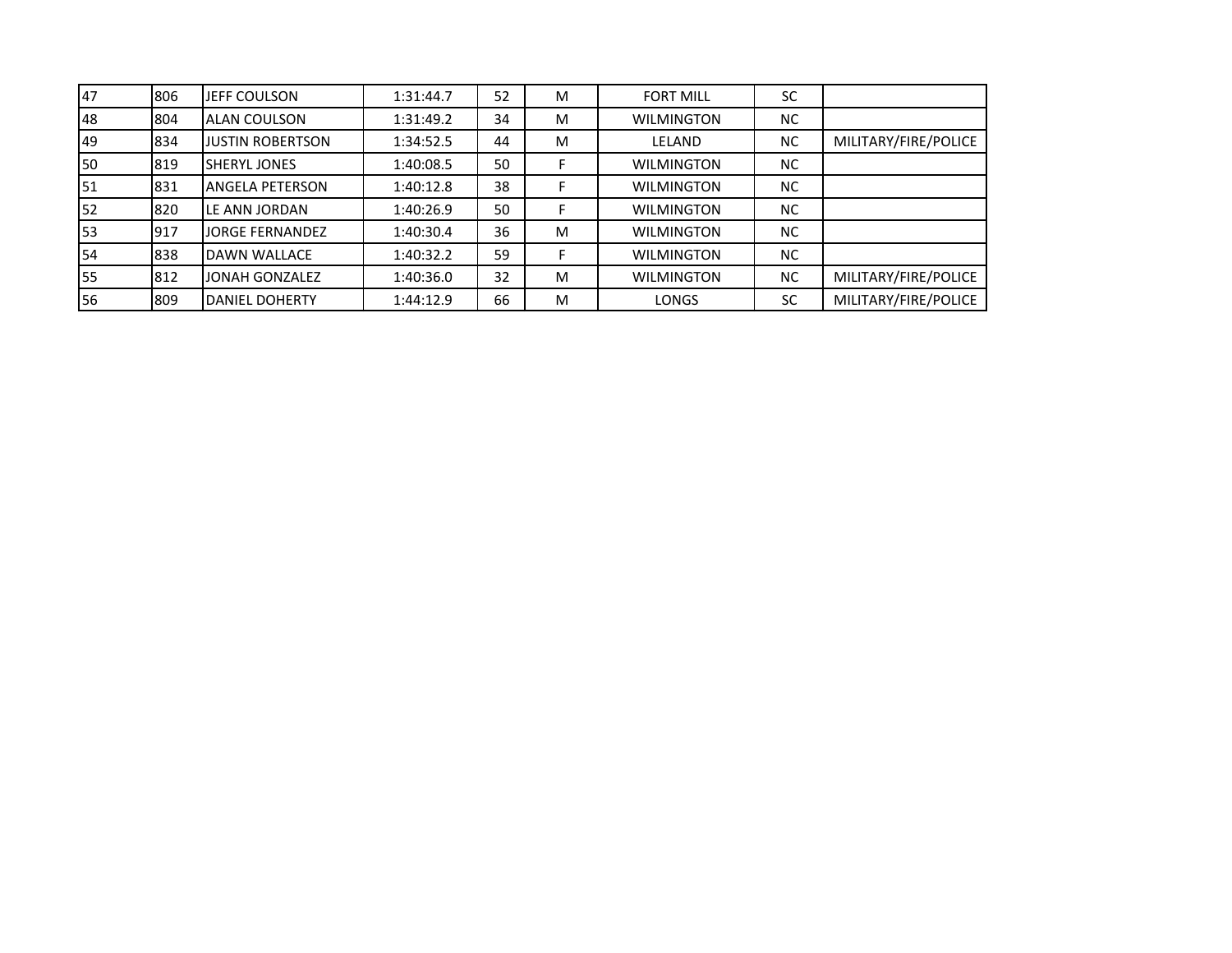| | | | | | | | | |
|---|---|---|---|---|---|---|---|---|
| 47 | 806 | JEFF COULSON | 1:31:44.7 | 52 | M | FORT MILL | SC | |
| 48 | 804 | ALAN COULSON | 1:31:49.2 | 34 | M | WILMINGTON | NC | |
| 49 | 834 | JUSTIN ROBERTSON | 1:34:52.5 | 44 | M | LELAND | NC | MILITARY/FIRE/POLICE |
| 50 | 819 | SHERYL JONES | 1:40:08.5 | 50 | F | WILMINGTON | NC | |
| 51 | 831 | ANGELA PETERSON | 1:40:12.8 | 38 | F | WILMINGTON | NC | |
| 52 | 820 | LE ANN JORDAN | 1:40:26.9 | 50 | F | WILMINGTON | NC | |
| 53 | 917 | JORGE FERNANDEZ | 1:40:30.4 | 36 | M | WILMINGTON | NC | |
| 54 | 838 | DAWN WALLACE | 1:40:32.2 | 59 | F | WILMINGTON | NC | |
| 55 | 812 | JONAH GONZALEZ | 1:40:36.0 | 32 | M | WILMINGTON | NC | MILITARY/FIRE/POLICE |
| 56 | 809 | DANIEL DOHERTY | 1:44:12.9 | 66 | M | LONGS | SC | MILITARY/FIRE/POLICE |